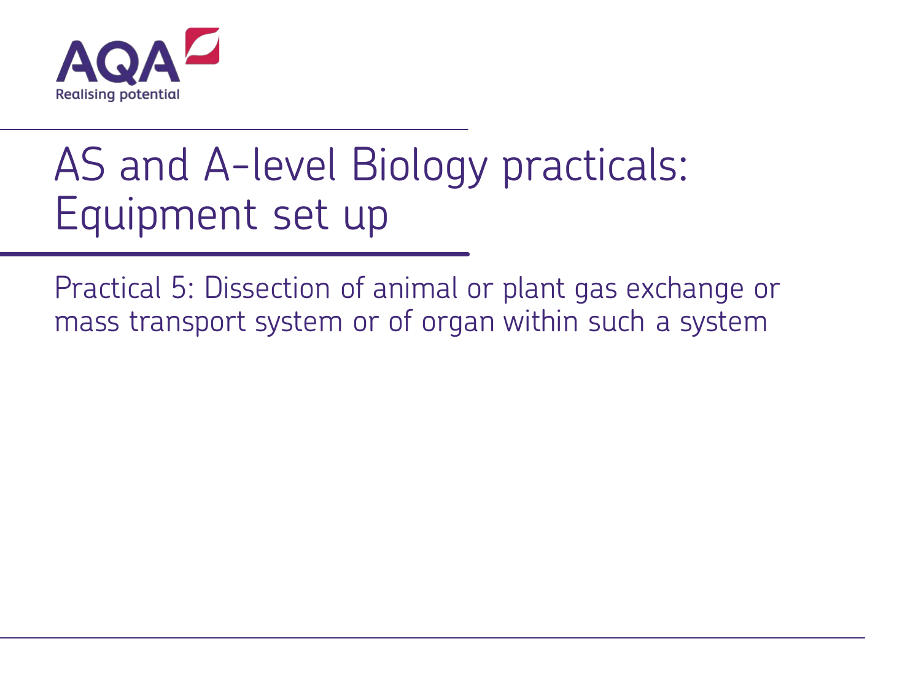# AS and A-level Biology practicals: Equipment set up

Practical 5: Dissection of animal or plant gas exchange or mass transport system or of organ within such a system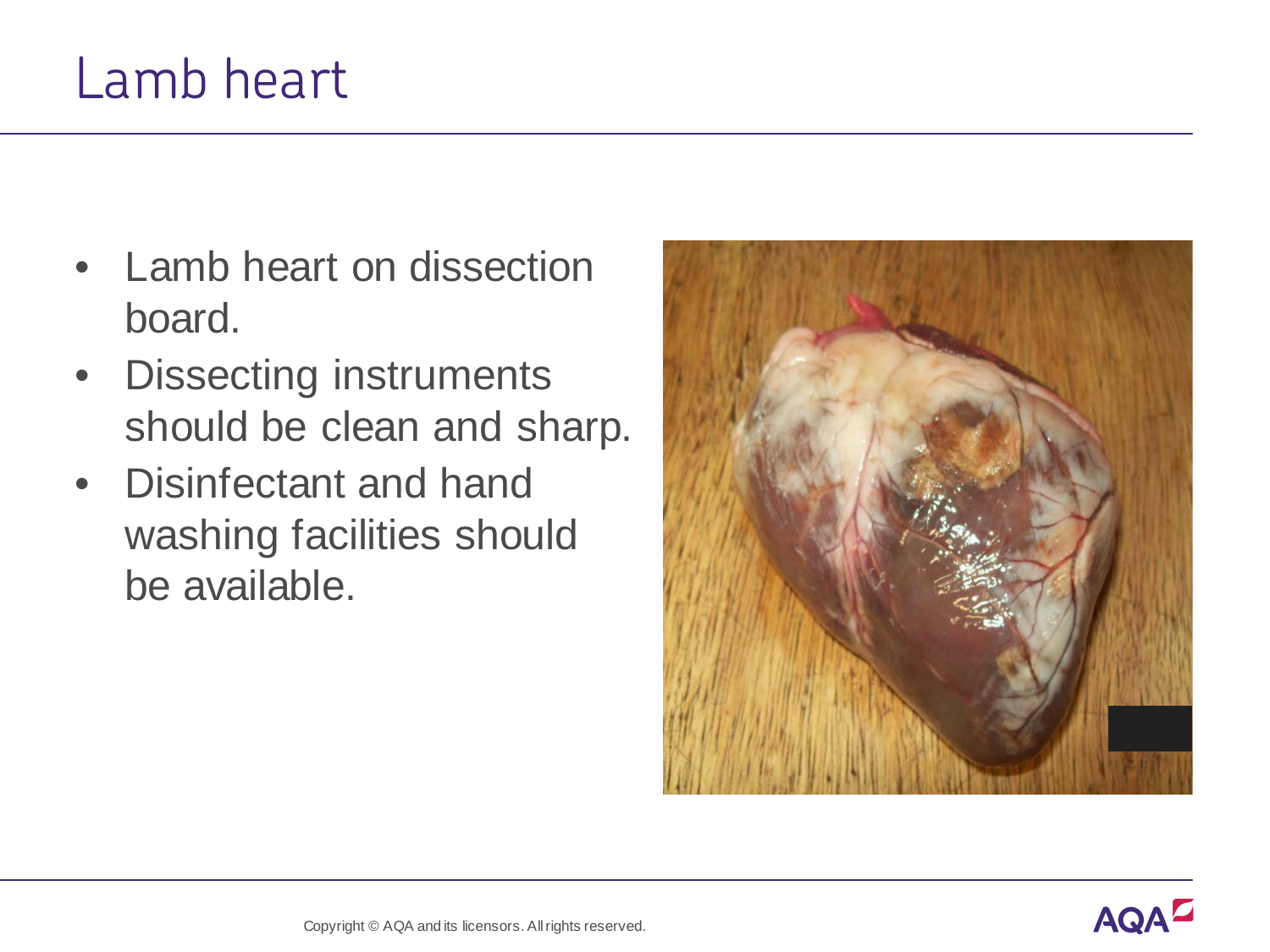# Lamb heart

- Lamb heart on dissection board.
- Dissecting instruments should be clean and sharp.
- Disinfectant and hand washing facilities should be available.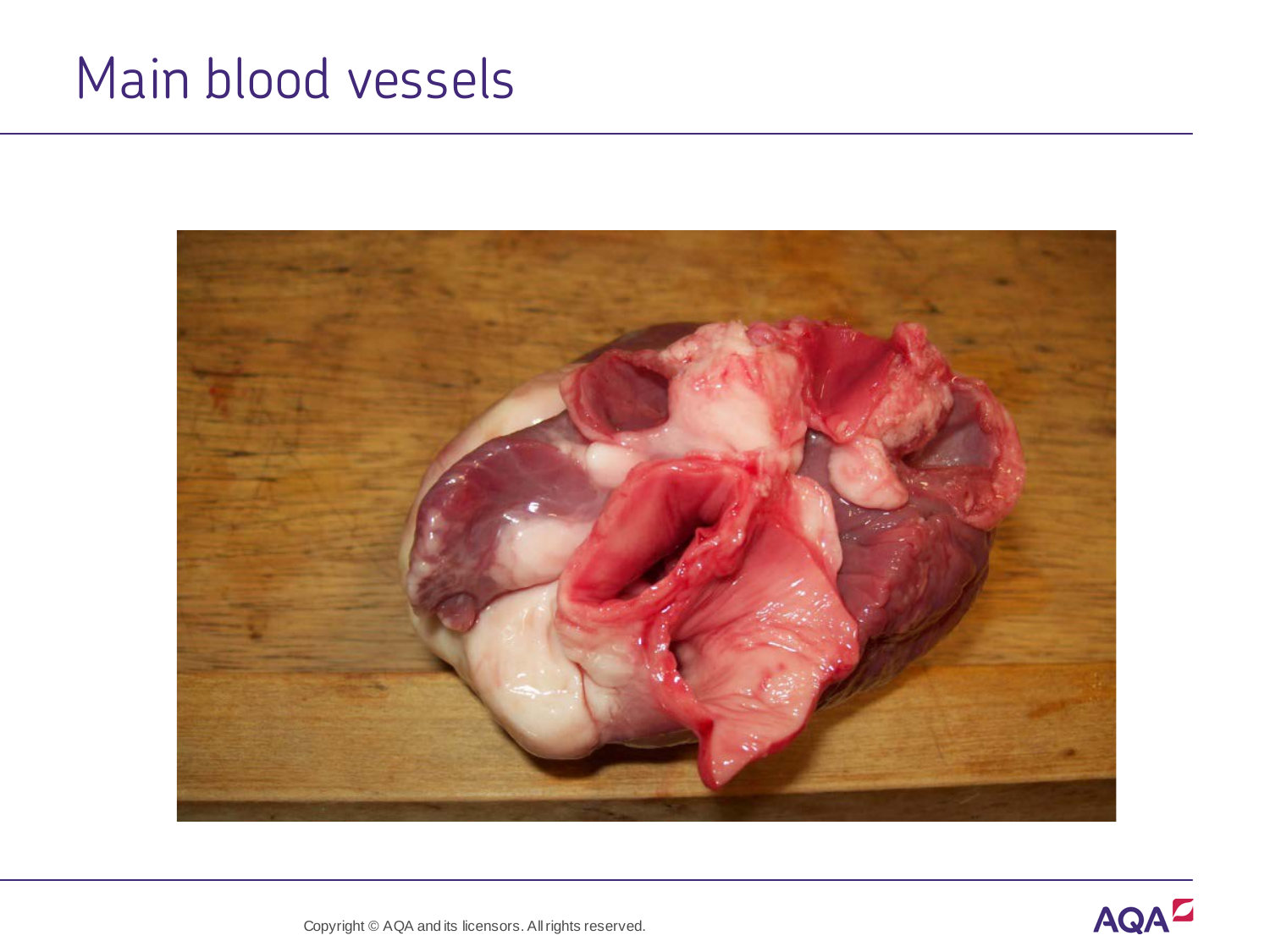# Main blood vessels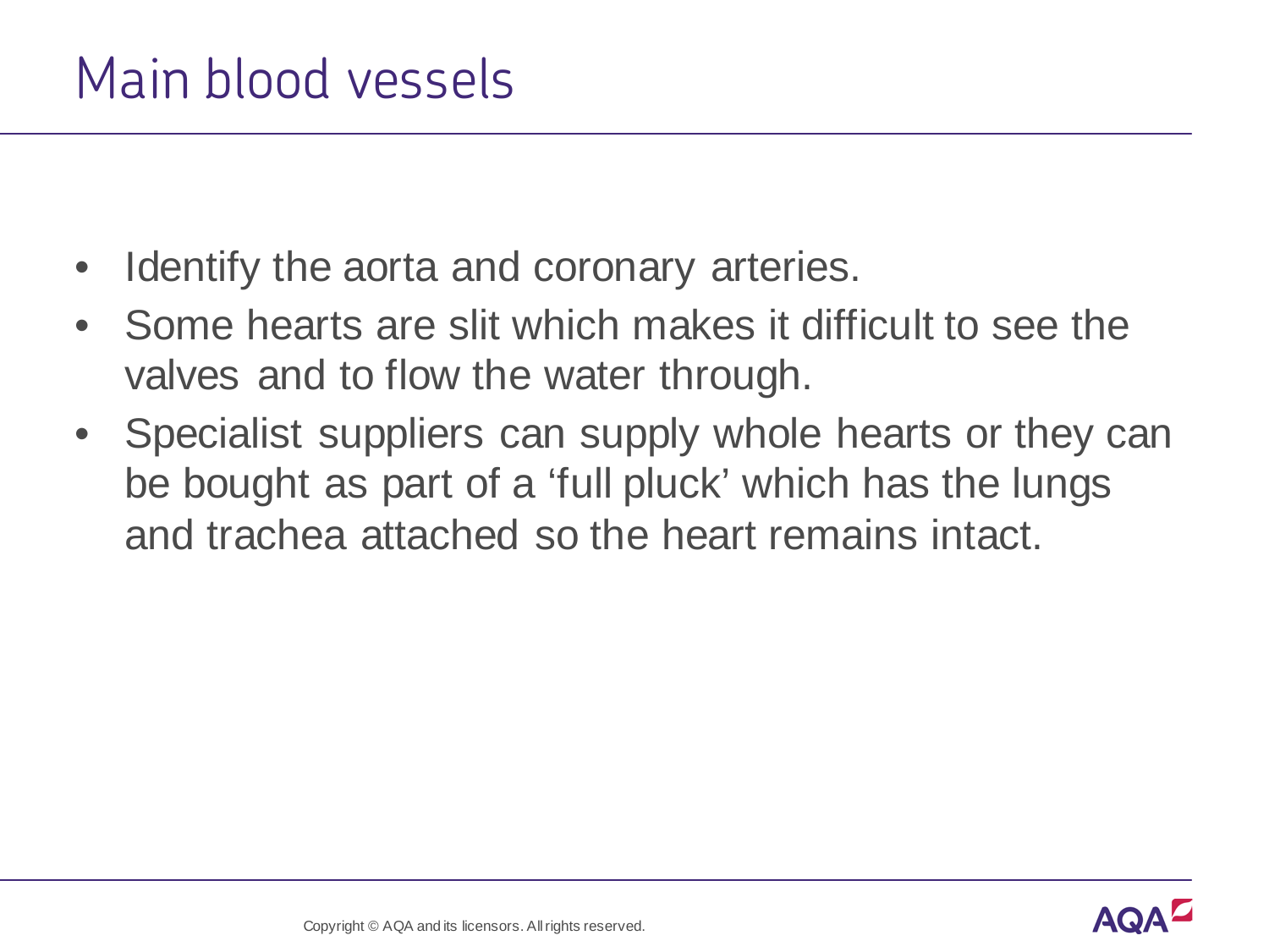# Main blood vessels

- Identify the aorta and coronary arteries.
- Some hearts are slit which makes it difficult to see the valves and to flow the water through.
- Specialist suppliers can supply whole hearts or they can be bought as part of a 'full pluck' which has the lungs and trachea attached so the heart remains intact.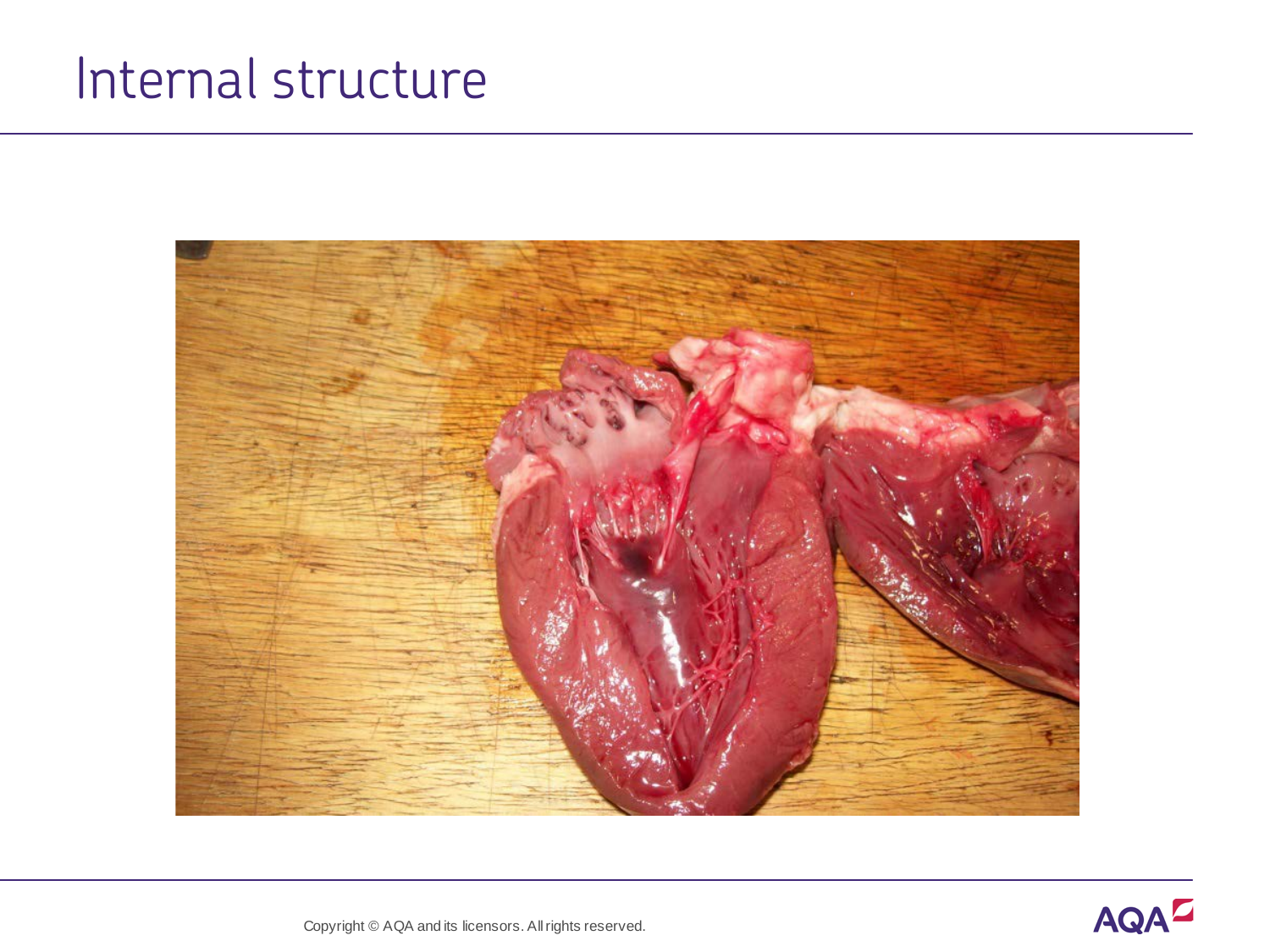# Internal structure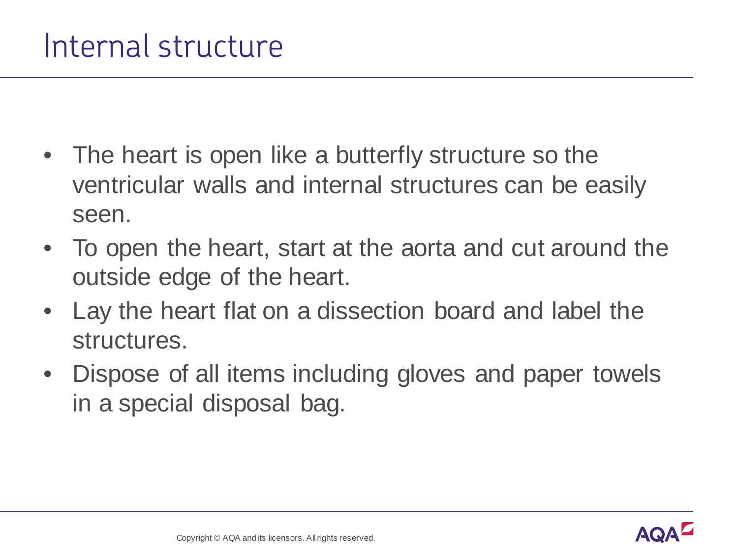# Internal structure

- The heart is open like a butterfly structure so the ventricular walls and internal structures can be easily seen.
- To open the heart, start at the aorta and cut around the outside edge of the heart.
- Lay the heart flat on a dissection board and label the structures.
- Dispose of all items including gloves and paper towels in a special disposal bag.